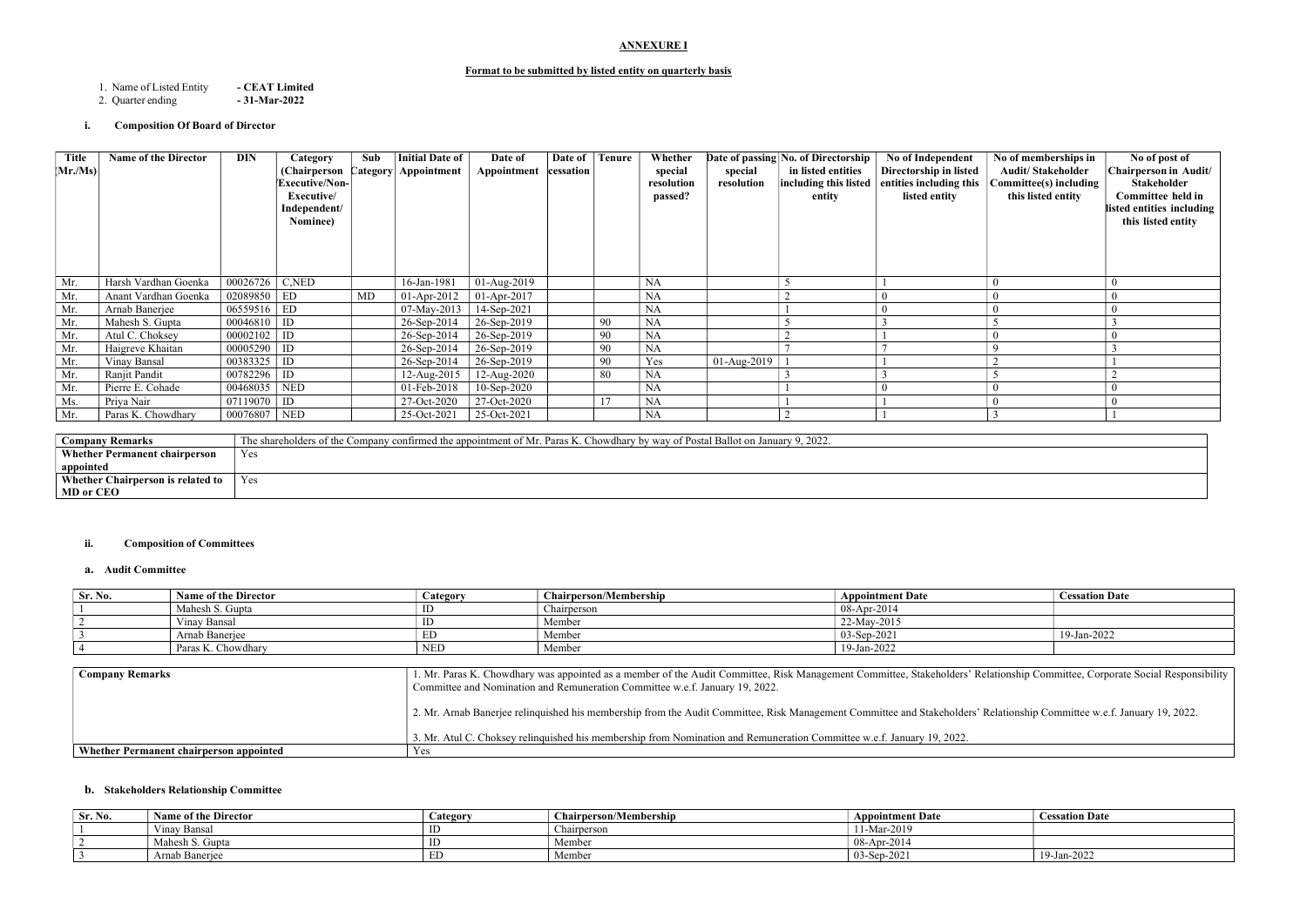# ANNEXURE I

## Format to be submitted by listed entity on quarterly basis

1. Name of Listed Entity **- CEAT Limited**
2. Quarter ending **- 31-Mar-2022**

### i. Composition Of Board of Director

| Title (Mr./Ms) | Name of the Director | DIN | Category (Chairperson/Executive/Non-Executive/Independent/Nominee) | Sub Category | Initial Date of Appointment | Date of Appointment | Date of cessation | Tenure | Whether special resolution passed? | Date of passing special resolution | No. of Directorship in listed entities including this listed entity | No of Independent Directorship in listed entities including this listed entity | No of memberships in Audit/ Stakeholder Committee(s) including this listed entity | No of post of Chairperson in Audit/ Stakeholder Committee held in listed entities including this listed entity |
|---|---|---|---|---|---|---|---|---|---|---|---|---|---|---|
| Mr. | Harsh Vardhan Goenka | 00026726 | C,NED | | 16-Jan-1981 | 01-Aug-2019 | | | NA | | 5 | 1 | 0 | 0 |
| Mr. | Anant Vardhan Goenka | 02089850 | ED | MD | 01-Apr-2012 | 01-Apr-2017 | | | NA | | 2 | 0 | 0 | 0 |
| Mr. | Arnab Banerjee | 06559516 | ED | | 07-May-2013 | 14-Sep-2021 | | | NA | | 1 | 0 | 0 | 0 |
| Mr. | Mahesh S. Gupta | 00046810 | ID | | 26-Sep-2014 | 26-Sep-2019 | | 90 | NA | | 5 | 3 | 5 | 3 |
| Mr. | Atul C. Choksey | 00002102 | ID | | 26-Sep-2014 | 26-Sep-2019 | | 90 | NA | | 2 | 1 | 0 | 0 |
| Mr. | Haigreve Khaitan | 00005290 | ID | | 26-Sep-2014 | 26-Sep-2019 | | 90 | NA | | 7 | 7 | 9 | 3 |
| Mr. | Vinay Bansal | 00383325 | ID | | 26-Sep-2014 | 26-Sep-2019 | | 90 | Yes | 01-Aug-2019 | 1 | 1 | 2 | 1 |
| Mr. | Ranjit Pandit | 00782296 | ID | | 12-Aug-2015 | 12-Aug-2020 | | 80 | NA | | 3 | 3 | 5 | 2 |
| Mr. | Pierre E. Cohade | 00468035 | NED | | 01-Feb-2018 | 10-Sep-2020 | | | NA | | 1 | 0 | 0 | 0 |
| Ms. | Priya Nair | 07119070 | ID | | 27-Oct-2020 | 27-Oct-2020 | | 17 | NA | | 1 | 1 | 0 | 0 |
| Mr. | Paras K. Chowdhary | 00076807 | NED | | 25-Oct-2021 | 25-Oct-2021 | | | NA | | 2 | 1 | 3 | 1 |

| | |
|---|---|
| **Company Remarks** | The shareholders of the Company confirmed the appointment of Mr. Paras K. Chowdhary by way of Postal Ballot on January 9, 2022. |
| **Whether Permanent chairperson appointed** | Yes |
| **Whether Chairperson is related to MD or CEO** | Yes |

### ii. Composition of Committees

#### a. Audit Committee

| Sr. No. | Name of the Director | Category | Chairperson/Membership | Appointment Date | Cessation Date |
|---|---|---|---|---|---|
| 1 | Mahesh S. Gupta | ID | Chairperson | 08-Apr-2014 | |
| 2 | Vinay Bansal | ID | Member | 22-May-2015 | |
| 3 | Arnab Banerjee | ED | Member | 03-Sep-2021 | 19-Jan-2022 |
| 4 | Paras K. Chowdhary | NED | Member | 19-Jan-2022 | |

| | |
|---|---|
| **Company Remarks** | 1. Mr. Paras K. Chowdhary was appointed as a member of the Audit Committee, Risk Management Committee, Stakeholders' Relationship Committee, Corporate Social Responsibility Committee and Nomination and Remuneration Committee w.e.f. January 19, 2022.<br><br>2. Mr. Arnab Banerjee relinquished his membership from the Audit Committee, Risk Management Committee and Stakeholders' Relationship Committee w.e.f. January 19, 2022.<br><br>3. Mr. Atul C. Choksey relinquished his membership from Nomination and Remuneration Committee w.e.f. January 19, 2022. |
| **Whether Permanent chairperson appointed** | Yes |

#### b. Stakeholders Relationship Committee

| Sr. No. | Name of the Director | Category | Chairperson/Membership | Appointment Date | Cessation Date |
|---|---|---|---|---|---|
| 1 | Vinay Bansal | ID | Chairperson | 11-Mar-2019 | |
| 2 | Mahesh S. Gupta | ID | Member | 08-Apr-2014 | |
| 3 | Arnab Banerjee | ED | Member | 03-Sep-2021 | 19-Jan-2022 |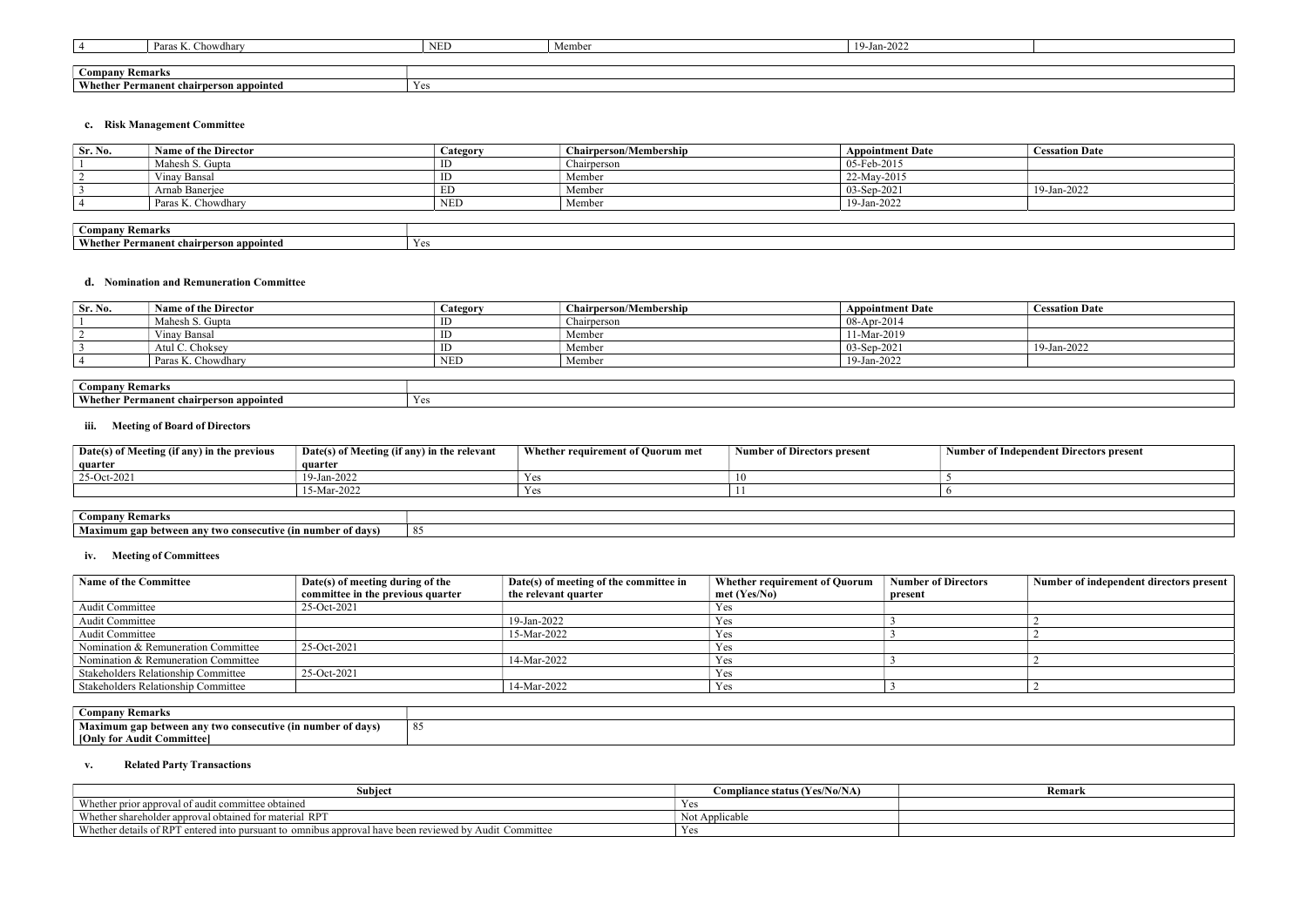| 4 | Paras K. Chowdhary | NED | Member | 19-Jan-2022 | |
|---|---|---|---|---|---|

| Company Remarks | |
|---|---|
| Whether Permanent chairperson appointed | Yes |

### c. Risk Management Committee

| Sr. No. | Name of the Director | Category | Chairperson/Membership | Appointment Date | Cessation Date |
|---|---|---|---|---|---|
| 1 | Mahesh S. Gupta | ID | Chairperson | 05-Feb-2015 | |
| 2 | Vinay Bansal | ID | Member | 22-May-2015 | |
| 3 | Arnab Banerjee | ED | Member | 03-Sep-2021 | 19-Jan-2022 |
| 4 | Paras K. Chowdhary | NED | Member | 19-Jan-2022 | |

| Company Remarks | |
|---|---|
| Whether Permanent chairperson appointed | Yes |

### d. Nomination and Remuneration Committee

| Sr. No. | Name of the Director | Category | Chairperson/Membership | Appointment Date | Cessation Date |
|---|---|---|---|---|---|
| 1 | Mahesh S. Gupta | ID | Chairperson | 08-Apr-2014 | |
| 2 | Vinay Bansal | ID | Member | 11-Mar-2019 | |
| 3 | Atul C. Choksey | ID | Member | 03-Sep-2021 | 19-Jan-2022 |
| 4 | Paras K. Chowdhary | NED | Member | 19-Jan-2022 | |

| Company Remarks | |
|---|---|
| Whether Permanent chairperson appointed | Yes |

### iii. Meeting of Board of Directors

| Date(s) of Meeting (if any) in the previous quarter | Date(s) of Meeting (if any) in the relevant quarter | Whether requirement of Quorum met | Number of Directors present | Number of Independent Directors present |
|---|---|---|---|---|
| 25-Oct-2021 | 19-Jan-2022 | Yes | 10 | 5 |
| | 15-Mar-2022 | Yes | 11 | 6 |

| Company Remarks | |
|---|---|
| Maximum gap between any two consecutive (in number of days) | 85 |

### iv. Meeting of Committees

| Name of the Committee | Date(s) of meeting during of the committee in the previous quarter | Date(s) of meeting of the committee in the relevant quarter | Whether requirement of Quorum met (Yes/No) | Number of Directors present | Number of independent directors present |
|---|---|---|---|---|---|
| Audit Committee | 25-Oct-2021 | | Yes | | |
| Audit Committee | | 19-Jan-2022 | Yes | 3 | 2 |
| Audit Committee | | 15-Mar-2022 | Yes | 3 | 2 |
| Nomination & Remuneration Committee | 25-Oct-2021 | | Yes | | |
| Nomination & Remuneration Committee | | 14-Mar-2022 | Yes | 3 | 2 |
| Stakeholders Relationship Committee | 25-Oct-2021 | | Yes | | |
| Stakeholders Relationship Committee | | 14-Mar-2022 | Yes | 3 | 2 |

| Company Remarks | |
|---|---|
| Maximum gap between any two consecutive (in number of days) [Only for Audit Committee] | 85 |

### v. Related Party Transactions

| Subject | Compliance status (Yes/No/NA) | Remark |
|---|---|---|
| Whether prior approval of audit committee obtained | Yes | |
| Whether shareholder approval obtained for material RPT | Not Applicable | |
| Whether details of RPT entered into pursuant to omnibus approval have been reviewed by Audit Committee | Yes | |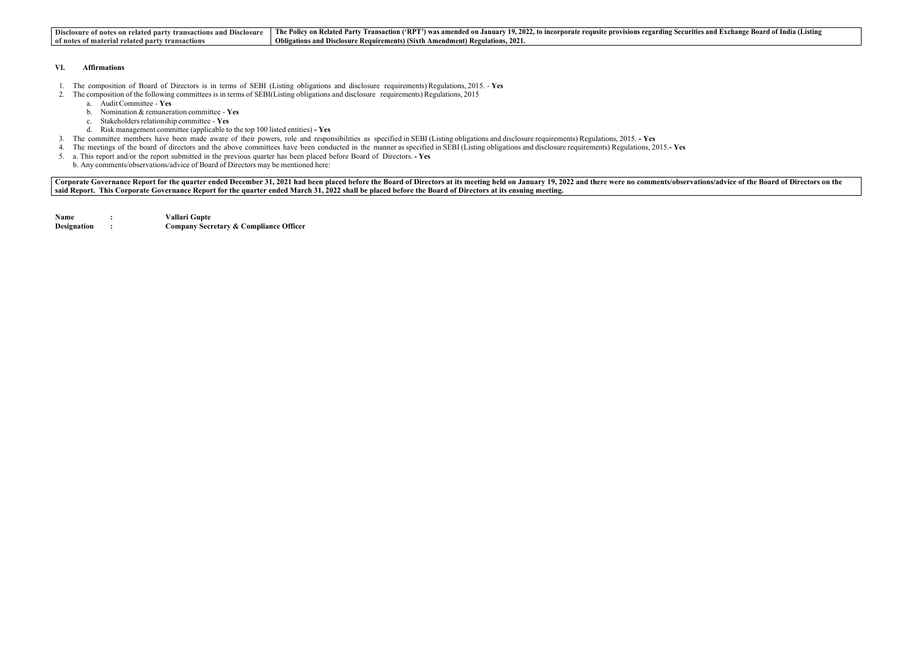| Disclosure of notes on related party transactions and Disclosure of notes of material related party transactions | The Policy on Related Party Transaction ('RPT') was amended on January 19, 2022, to incorporate requsite provisions regarding Securities and Exchange Board of India (Listing Obligations and Disclosure Requirements) (Sixth Amendment) Regulations, 2021. |
|---|---|

## VI. Affirmations

1. The composition of Board of Directors is in terms of SEBI (Listing obligations and disclosure requirements) Regulations, 2015. - **Yes**
2. The composition of the following committees is in terms of SEBI(Listing obligations and disclosure requirements) Regulations, 2015
   a. Audit Committee - **Yes**
   b. Nomination & remuneration committee - **Yes**
   c. Stakeholders relationship committee - **Yes**
   d. Risk management committee (applicable to the top 100 listed entities) **- Yes**
3. The committee members have been made aware of their powers, role and responsibilities as specified in SEBI (Listing obligations and disclosure requirements) Regulations, 2015. **- Yes**
4. The meetings of the board of directors and the above committees have been conducted in the manner as specified in SEBI (Listing obligations and disclosure requirements) Regulations, 2015.**- Yes**
5. a. This report and/or the report submitted in the previous quarter has been placed before Board of Directors. **- Yes**
   b. Any comments/observations/advice of Board of Directors may be mentioned here:

| Corporate Governance Report for the quarter ended December 31, 2021 had been placed before the Board of Directors at its meeting held on January 19, 2022 and there were no comments/observations/advice of the Board of Directors on the said Report. This Corporate Governance Report for the quarter ended March 31, 2022 shall be placed before the Board of Directors at its ensuing meeting. |
|---|

**Name : Vallari Gupte**
**Designation : Company Secretary & Compliance Officer**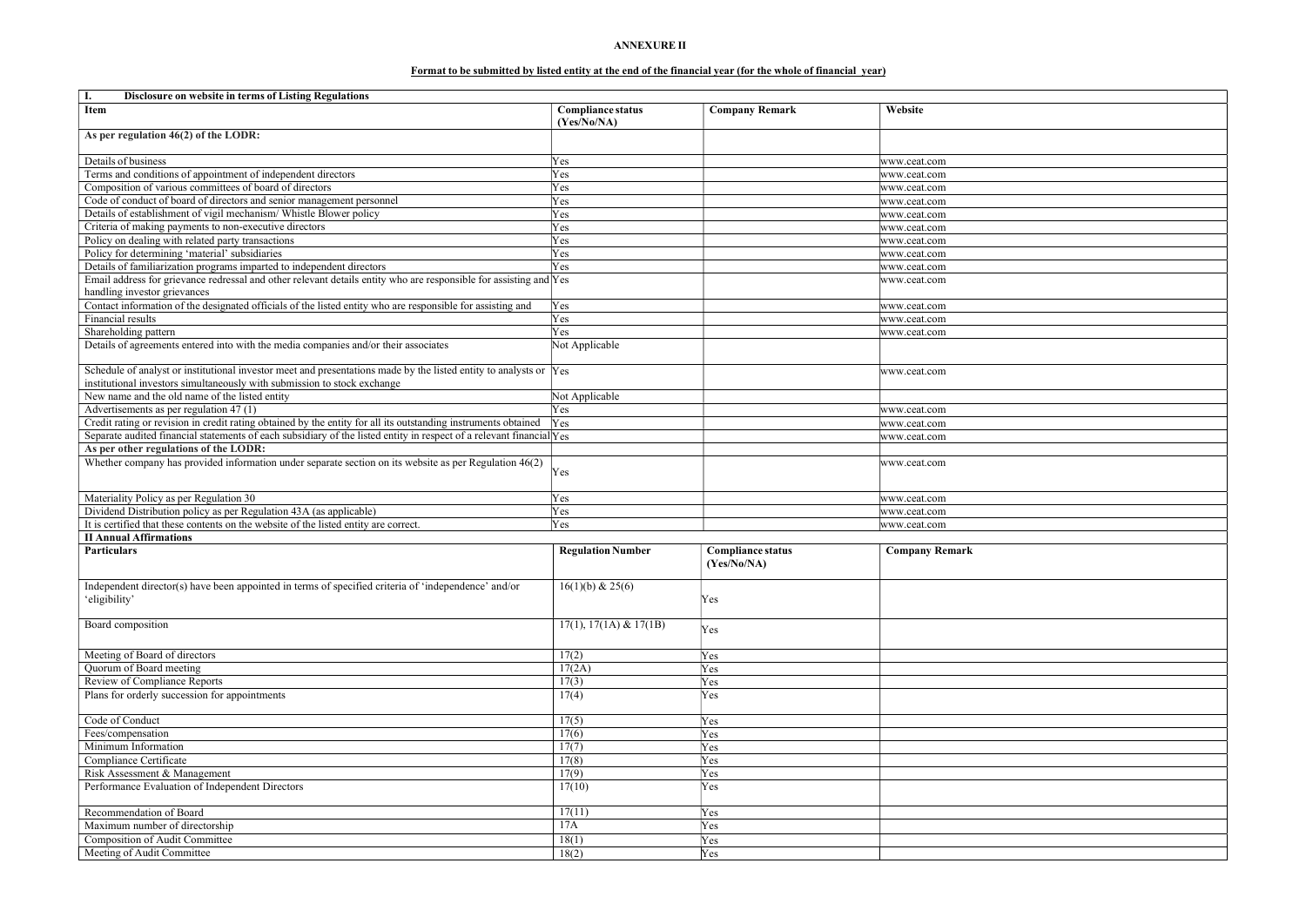**ANNEXURE II**

**Format to be submitted by listed entity at the end of the financial year (for the whole of financial year)**

| **I. Disclosure on website in terms of Listing Regulations** | | | |
|---|---|---|---|
| **Item** | **Compliance status (Yes/No/NA)** | **Company Remark** | **Website** |
| **As per regulation 46(2) of the LODR:** | | | |
| Details of business | Yes | | www.ceat.com |
| Terms and conditions of appointment of independent directors | Yes | | www.ceat.com |
| Composition of various committees of board of directors | Yes | | www.ceat.com |
| Code of conduct of board of directors and senior management personnel | Yes | | www.ceat.com |
| Details of establishment of vigil mechanism/ Whistle Blower policy | Yes | | www.ceat.com |
| Criteria of making payments to non-executive directors | Yes | | www.ceat.com |
| Policy on dealing with related party transactions | Yes | | www.ceat.com |
| Policy for determining 'material' subsidiaries | Yes | | www.ceat.com |
| Details of familiarization programs imparted to independent directors | Yes | | www.ceat.com |
| Email address for grievance redressal and other relevant details entity who are responsible for assisting and handling investor grievances | Yes | | www.ceat.com |
| Contact information of the designated officials of the listed entity who are responsible for assisting and | Yes | | www.ceat.com |
| Financial results | Yes | | www.ceat.com |
| Shareholding pattern | Yes | | www.ceat.com |
| Details of agreements entered into with the media companies and/or their associates | Not Applicable | | |
| Schedule of analyst or institutional investor meet and presentations made by the listed entity to analysts or institutional investors simultaneously with submission to stock exchange | Yes | | www.ceat.com |
| New name and the old name of the listed entity | Not Applicable | | |
| Advertisements as per regulation 47 (1) | Yes | | www.ceat.com |
| Credit rating or revision in credit rating obtained by the entity for all its outstanding instruments obtained | Yes | | www.ceat.com |
| Separate audited financial statements of each subsidiary of the listed entity in respect of a relevant financial | Yes | | www.ceat.com |
| **As per other regulations of the LODR:** | | | |
| Whether company has provided information under separate section on its website as per Regulation 46(2) | Yes | | www.ceat.com |
| Materiality Policy as per Regulation 30 | Yes | | www.ceat.com |
| Dividend Distribution policy as per Regulation 43A (as applicable) | Yes | | www.ceat.com |
| It is certified that these contents on the website of the listed entity are correct. | Yes | | www.ceat.com |

| **II Annual Affirmations** | | | |
|---|---|---|---|
| **Particulars** | **Regulation Number** | **Compliance status (Yes/No/NA)** | **Company Remark** |
| Independent director(s) have been appointed in terms of specified criteria of 'independence' and/or 'eligibility' | 16(1)(b) & 25(6) | Yes | |
| Board composition | 17(1), 17(1A) & 17(1B) | Yes | |
| Meeting of Board of directors | 17(2) | Yes | |
| Quorum of Board meeting | 17(2A) | Yes | |
| Review of Compliance Reports | 17(3) | Yes | |
| Plans for orderly succession for appointments | 17(4) | Yes | |
| Code of Conduct | 17(5) | Yes | |
| Fees/compensation | 17(6) | Yes | |
| Minimum Information | 17(7) | Yes | |
| Compliance Certificate | 17(8) | Yes | |
| Risk Assessment & Management | 17(9) | Yes | |
| Performance Evaluation of Independent Directors | 17(10) | Yes | |
| Recommendation of Board | 17(11) | Yes | |
| Maximum number of directorship | 17A | Yes | |
| Composition of Audit Committee | 18(1) | Yes | |
| Meeting of Audit Committee | 18(2) | Yes | |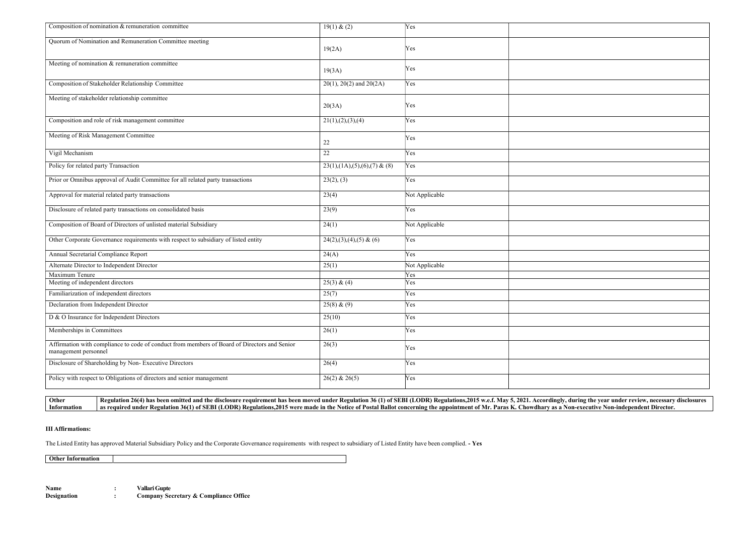| | | | |
|---|---|---|---|
| Composition of nomination & remuneration committee | 19(1) & (2) | Yes | |
| Quorum of Nomination and Remuneration Committee meeting | 19(2A) | Yes | |
| Meeting of nomination & remuneration committee | 19(3A) | Yes | |
| Composition of Stakeholder Relationship Committee | 20(1), 20(2) and 20(2A) | Yes | |
| Meeting of stakeholder relationship committee | 20(3A) | Yes | |
| Composition and role of risk management committee | 21(1),(2),(3),(4) | Yes | |
| Meeting of Risk Management Committee | 22 | Yes | |
| Vigil Mechanism | 22 | Yes | |
| Policy for related party Transaction | 23(1),(1A),(5),(6),(7) & (8) | Yes | |
| Prior or Omnibus approval of Audit Committee for all related party transactions | 23(2), (3) | Yes | |
| Approval for material related party transactions | 23(4) | Not Applicable | |
| Disclosure of related party transactions on consolidated basis | 23(9) | Yes | |
| Composition of Board of Directors of unlisted material Subsidiary | 24(1) | Not Applicable | |
| Other Corporate Governance requirements with respect to subsidiary of listed entity | 24(2),(3),(4),(5) & (6) | Yes | |
| Annual Secretarial Compliance Report | 24(A) | Yes | |
| Alternate Director to Independent Director | 25(1) | Not Applicable | |
| Maximum Tenure | | Yes | |
| Meeting of independent directors | 25(3) & (4) | Yes | |
| Familiarization of independent directors | 25(7) | Yes | |
| Declaration from Independent Director | 25(8) & (9) | Yes | |
| D & O Insurance for Independent Directors | 25(10) | Yes | |
| Memberships in Committees | 26(1) | Yes | |
| Affirmation with compliance to code of conduct from members of Board of Directors and Senior management personnel | 26(3) | Yes | |
| Disclosure of Shareholding by Non- Executive Directors | 26(4) | Yes | |
| Policy with respect to Obligations of directors and senior management | 26(2) & 26(5) | Yes | |

| | |
|---|---|
| **Other Information** | **Regulation 26(4) has been omitted and the disclosure requirement has been moved under Regulation 36 (1) of SEBI (LODR) Regulations,2015 w.e.f. May 5, 2021. Accordingly, during the year under review, necessary disclosures as required under Regulation 36(1) of SEBI (LODR) Regulations,2015 were made in the Notice of Postal Ballot concerning the appointment of Mr. Paras K. Chowdhary as a Non-executive Non-independent Director.** |

**III Affirmations:**

The Listed Entity has approved Material Subsidiary Policy and the Corporate Governance requirements with respect to subsidiary of Listed Entity have been complied. **- Yes**

| | |
|---|---|
| **Other Information** | |

**Name** : **Vallari Gupte**
**Designation** : **Company Secretary & Compliance Office**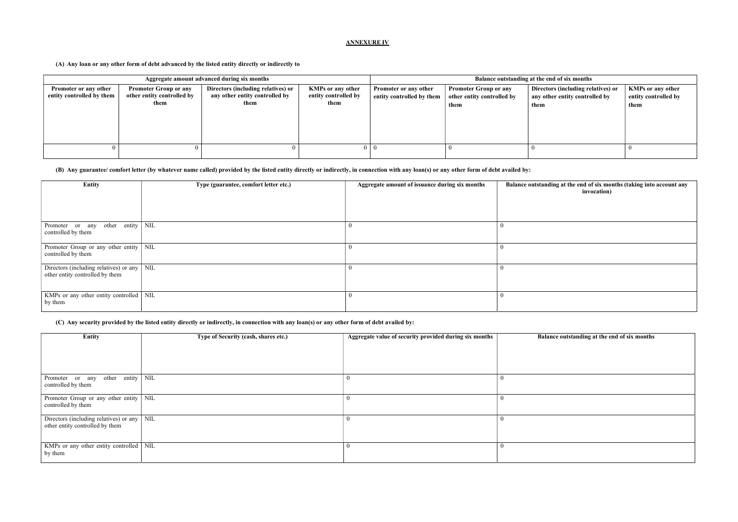## ANNEXURE IV

**(A) Any loan or any other form of debt advanced by the listed entity directly or indirectly to**

| Aggregate amount advanced during six months | | | | Balance outstanding at the end of six months | | | |
|---|---|---|---|---|---|---|---|
| **Promoter or any other entity controlled by them** | **Promoter Group or any other entity controlled by them** | **Directors (including relatives) or any other entity controlled by them** | **KMPs or any other entity controlled by them** | **Promoter or any other entity controlled by them** | **Promoter Group or any other entity controlled by them** | **Directors (including relatives) or any other entity controlled by them** | **KMPs or any other entity controlled by them** |
| 0 | 0 | 0 | 0 | 0 | 0 | 0 | 0 |

**(B) Any guarantee/ comfort letter (by whatever name called) provided by the listed entity directly or indirectly, in connection with any loan(s) or any other form of debt availed by:**

| Entity | Type (guarantee, comfort letter etc.) | Aggregate amount of issuance during six months | Balance outstanding at the end of six months (taking into account any invocation) |
|---|---|---|---|
| Promoter or any other entity controlled by them | NIL | 0 | 0 |
| Promoter Group or any other entity controlled by them | NIL | 0 | 0 |
| Directors (including relatives) or any other entity controlled by them | NIL | 0 | 0 |
| KMPs or any other entity controlled by them | NIL | 0 | 0 |

**(C) Any security provided by the listed entity directly or indirectly, in connection with any loan(s) or any other form of debt availed by:**

| Entity | Type of Security (cash, shares etc.) | Aggregate value of security provided during six months | Balance outstanding at the end of six months |
|---|---|---|---|
| Promoter or any other entity controlled by them | NIL | 0 | 0 |
| Promoter Group or any other entity controlled by them | NIL | 0 | 0 |
| Directors (including relatives) or any other entity controlled by them | NIL | 0 | 0 |
| KMPs or any other entity controlled by them | NIL | 0 | 0 |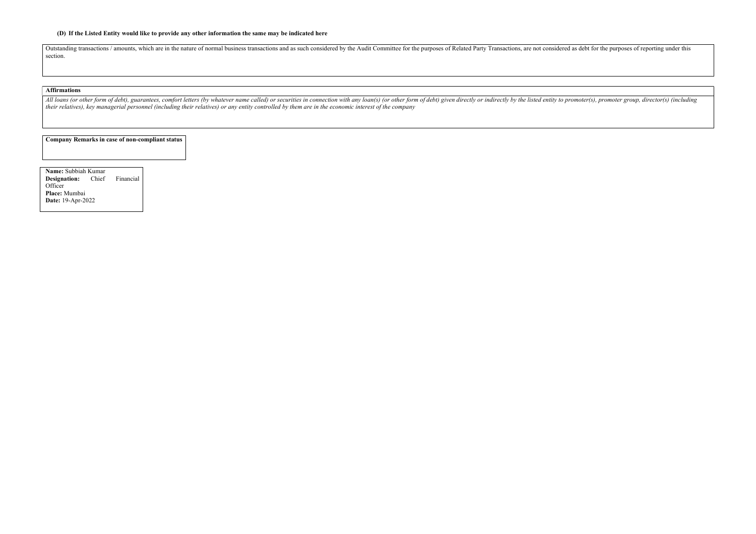**(D) If the Listed Entity would like to provide any other information the same may be indicated here**

Outstanding transactions / amounts, which are in the nature of normal business transactions and as such considered by the Audit Committee for the purposes of Related Party Transactions, are not considered as debt for the purposes of reporting under this section.

**Affirmations**

*All loans (or other form of debt), guarantees, comfort letters (by whatever name called) or securities in connection with any loan(s) (or other form of debt) given directly or indirectly by the listed entity to promoter(s), promoter group, director(s) (including their relatives), key managerial personnel (including their relatives) or any entity controlled by them are in the economic interest of the company*

**Company Remarks in case of non-compliant status**

**Name:** Subbiah Kumar
**Designation:** Chief Financial Officer
**Place:** Mumbai
**Date:** 19-Apr-2022